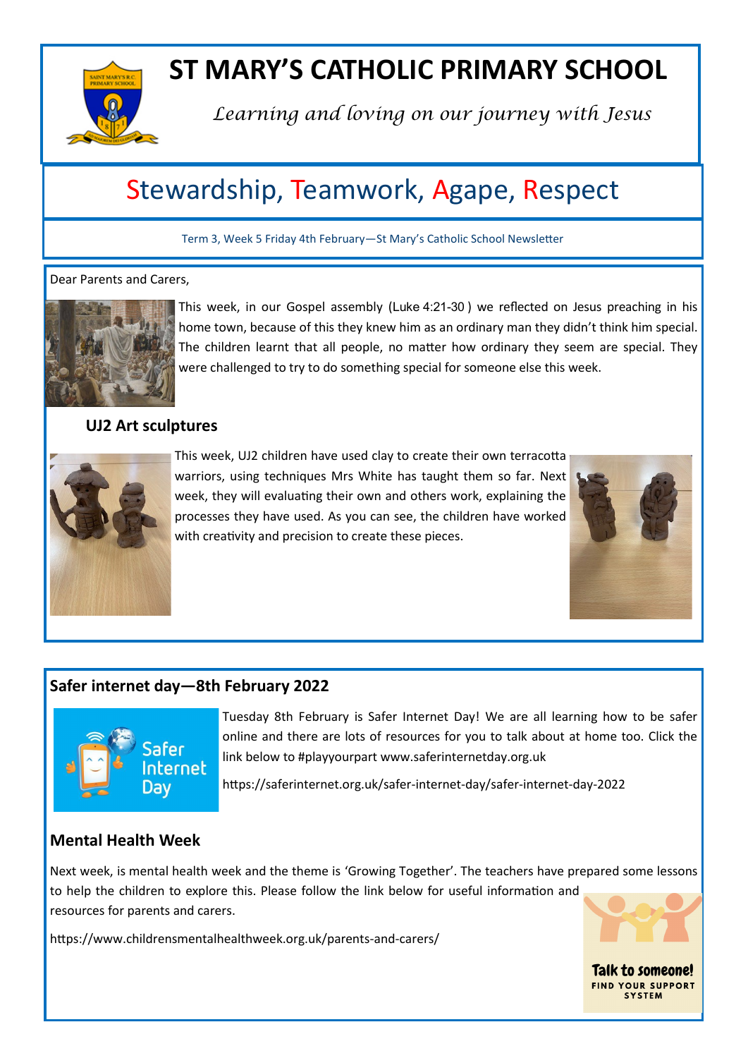# ST MARY'S CATHOLIC PRIMARY SCHOOL

*Learning and loving on our journey with Jesus*

## Stewardship, Teamwork, Agape, Respect

Term 3, Week 5 Friday 4th February—St Mary's Catholic School Newsletter

Dear Parents and Carers,

This week, in our Gospel assembly (Luke 4:21-30 ) we reflected on Jesus preaching in his home town, because of this they knew him as an ordinary man they didn't think him special. The children learnt that all people, no matter how ordinary they seem are special. They were challenged to try to do something special for someone else this week.

### UJ2 Art sculptures

This week, UJ2 children have used clay to create their own terracotta warriors, using techniques Mrs White has taught them so far. Next week, they will evaluating their own and others work, explaining the processes they have used. As you can see, the children have worked with creativity and precision to create these pieces.

### Safer internet day—8th February 2022

Tuesday 8th February is Safer Internet Day! We are all learning how to be safer online and there are lots of resources for you to talk about at home too. Click the link below to #playyourpart www.saferinternetday.org.uk

https://saferinternet.org.uk/safer-internet-day/safer-internet-day-2022

### Mental Health Week

Next week, is mental health week and the theme is 'Growing Together'. The teachers have prepared some lessons to help the children to explore this. Please follow the link below for useful information and resources for parents and carers.

https://www.childrensmentalhealthweek.org.uk/parents-and-carers/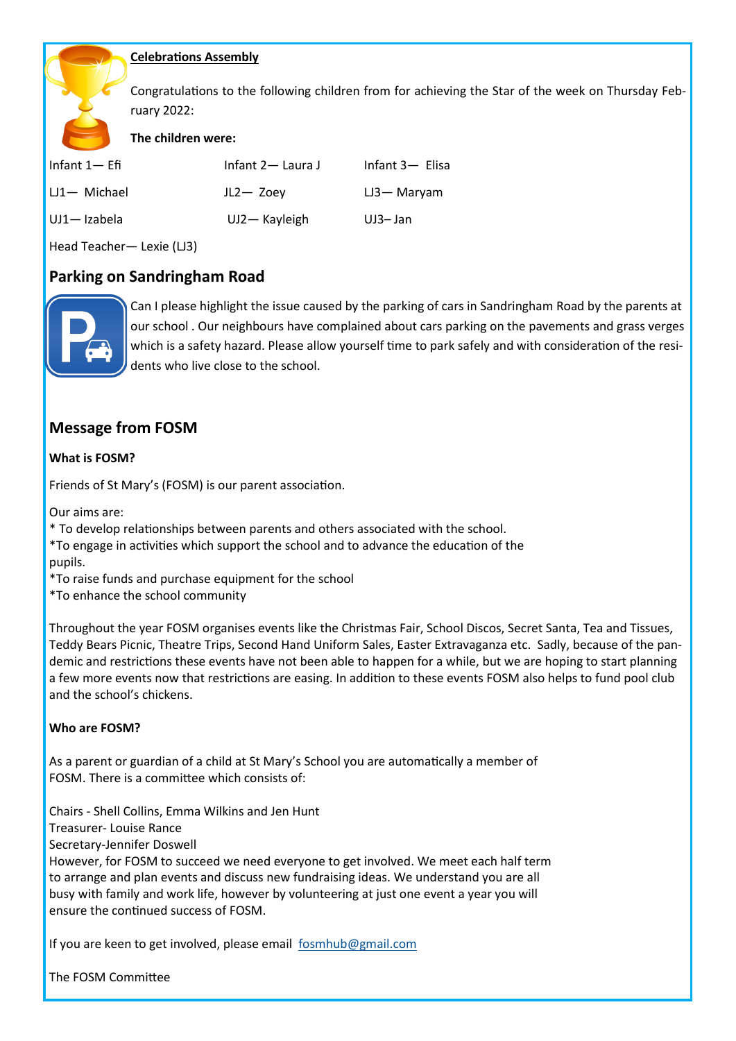**Celebrations Assembly**

Congratulations to the following children from for achieving the Star of the week on Thursday February 2022:

**The children were:**

| | | |
|---|---|---|
| Infant 1— Efi | Infant 2— Laura J | Infant 3— Elisa |
| LJ1— Michael | JL2— Zoey | LJ3— Maryam |
| UJ1— Izabela | UJ2— Kayleigh | UJ3– Jan |

Head Teacher— Lexie (LJ3)

## Parking on Sandringham Road

Can I please highlight the issue caused by the parking of cars in Sandringham Road by the parents at our school . Our neighbours have complained about cars parking on the pavements and grass verges which is a safety hazard. Please allow yourself time to park safely and with consideration of the residents who live close to the school.

## Message from FOSM

**What is FOSM?**

Friends of St Mary's (FOSM) is our parent association.

Our aims are:
* To develop relationships between parents and others associated with the school.
*To engage in activities which support the school and to advance the education of the pupils.
*To raise funds and purchase equipment for the school
*To enhance the school community

Throughout the year FOSM organises events like the Christmas Fair, School Discos, Secret Santa, Tea and Tissues, Teddy Bears Picnic, Theatre Trips, Second Hand Uniform Sales, Easter Extravaganza etc. Sadly, because of the pandemic and restrictions these events have not been able to happen for a while, but we are hoping to start planning a few more events now that restrictions are easing. In addition to these events FOSM also helps to fund pool club and the school's chickens.

**Who are FOSM?**

As a parent or guardian of a child at St Mary's School you are automatically a member of FOSM. There is a committee which consists of:

Chairs - Shell Collins, Emma Wilkins and Jen Hunt
Treasurer- Louise Rance
Secretary-Jennifer Doswell
However, for FOSM to succeed we need everyone to get involved. We meet each half term to arrange and plan events and discuss new fundraising ideas. We understand you are all busy with family and work life, however by volunteering at just one event a year you will ensure the continued success of FOSM.

If you are keen to get involved, please email fosmhub@gmail.com

The FOSM Committee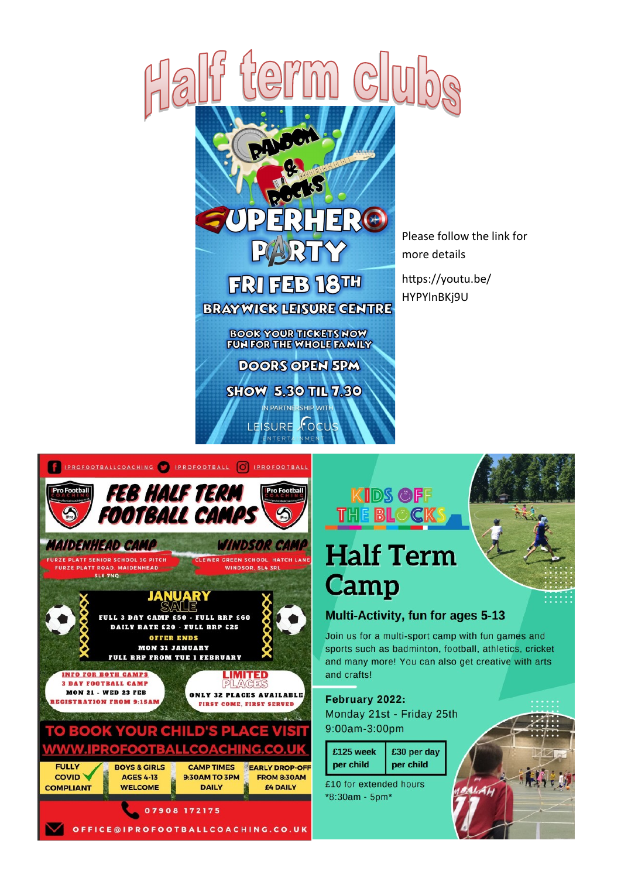# Half term clubs

## RANDOM & ROCKS SUPERHERO PARTY

FRI FEB 18TH

BRAYWICK LEISURE CENTRE

BOOK YOUR TICKETS NOW

FUN FOR THE WHOLE FAMILY

DOORS OPEN 5PM

SHOW 5.30 TIL 7.30

IN PARTNERSHIP WITH

LEISURE FOCUS ENTERTAINMENT

Please follow the link for more details

https://youtu.be/HYPYlnBKj9U

## FEB HALF TERM FOOTBALL CAMPS

IPROFOOTBALLCOACHING IPROFOOTBALL IPROFOOTBALL

Pro Football Coaching

**MAIDENHEAD CAMP**

FURZE PLATT SENIOR SCHOOL 3G PITCH
FURZE PLATT ROAD, MAIDENHEAD
SL6 7NQ

**WINDSOR CAMP**

CLEWER GREEN SCHOOL, HATCH LANE
WINDSOR, SL4 3RL

**JANUARY SALE**

FULL 3 DAY CAMP £50 - FULL RRP £60
DAILY RATE £20 - FULL RRP £25
OFFER ENDS
MON 31 JANUARY
FULL RRP FROM TUE 1 FEBRUARY

**INFO FOR BOTH CAMPS**

3 DAY FOOTBALL CAMP
MON 21 - WED 23 FEB
REGISTRATION FROM 9:15AM

**LIMITED PLACES**

ONLY 32 PLACES AVAILABLE
FIRST COME, FIRST SERVED

**TO BOOK YOUR CHILD'S PLACE VISIT WWW.IPROFOOTBALLCOACHING.CO.UK**

FULLY COVID COMPLIANT

BOYS & GIRLS AGES 4-13 WELCOME

CAMP TIMES 9:30AM TO 3PM DAILY

EARLY DROP-OFF FROM 8:30AM £4 DAILY

07908 172175

OFFICE@IPROFOOTBALLCOACHING.CO.UK

## KIDS OFF THE BLOCKS

# Half Term Camp

### Multi-Activity, fun for ages 5-13

Join us for a multi-sport camp with fun games and sports such as badminton, football, athletics, cricket and many more! You can also get creative with arts and crafts!

**February 2022:**
Monday 21st - Friday 25th
9:00am-3:00pm

| | |
|---|---|
| £125 week per child | £30 per day per child |

£10 for extended hours
*8:30am - 5pm*